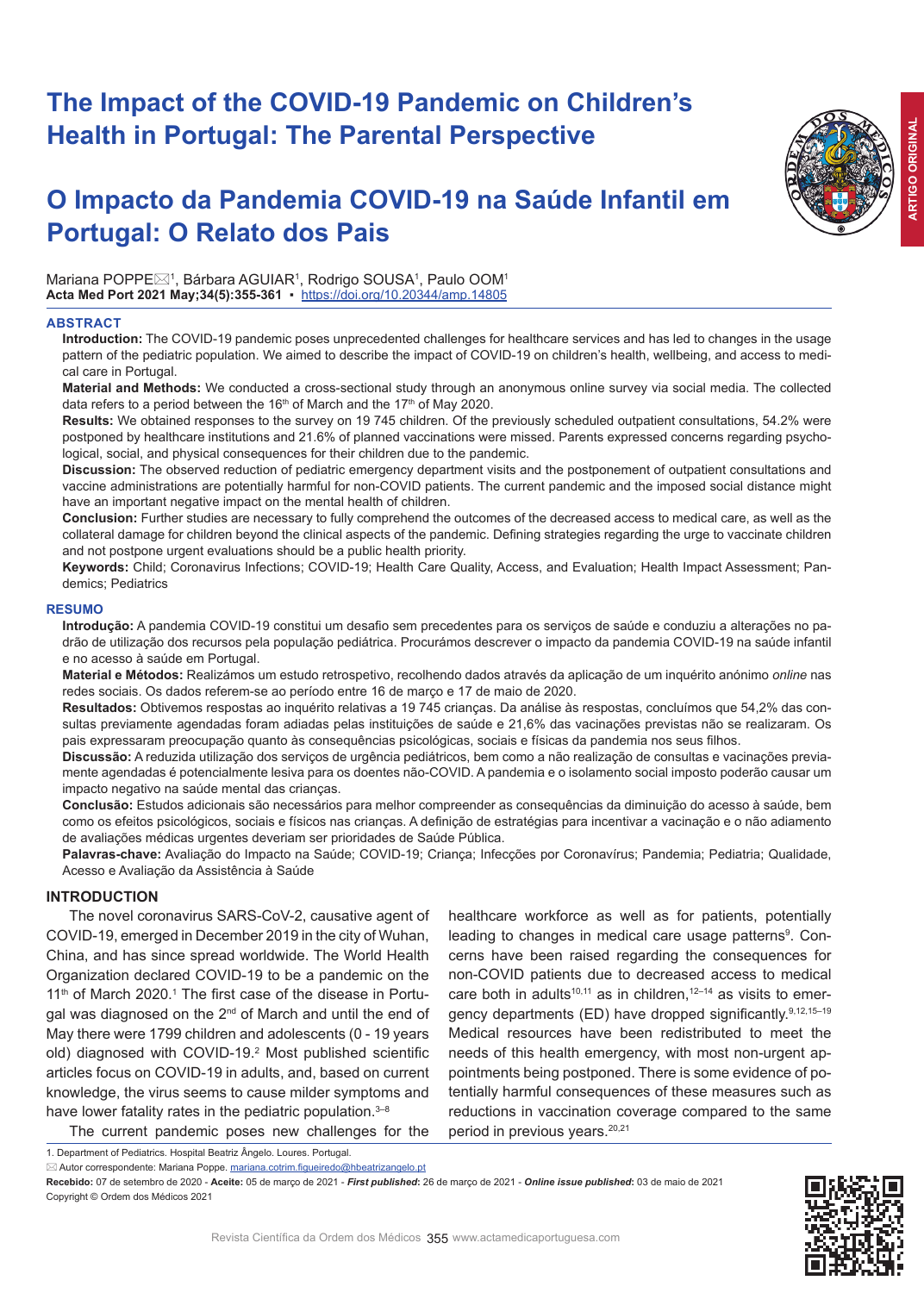# The Impact of the COVID-19 Pandemic on Children's Health in Portugal: The Parental Perspective

# O Impacto da Pandemia COVID-19 na Saúde Infantil em Portugal: O Relato dos Pais

Mariana POPPE✉[1], Bárbara AGUIAR[1], Rodrigo SOUSA[1], Paulo OOM[1]

**Acta Med Port 2021 May;34(5):355-361** ▪ https://doi.org/10.20344/amp.14805

## ABSTRACT

**Introduction:** The COVID-19 pandemic poses unprecedented challenges for healthcare services and has led to changes in the usage pattern of the pediatric population. We aimed to describe the impact of COVID-19 on children's health, wellbeing, and access to medical care in Portugal.

**Material and Methods:** We conducted a cross-sectional study through an anonymous online survey via social media. The collected data refers to a period between the 16th of March and the 17th of May 2020.

**Results:** We obtained responses to the survey on 19 745 children. Of the previously scheduled outpatient consultations, 54.2% were postponed by healthcare institutions and 21.6% of planned vaccinations were missed. Parents expressed concerns regarding psychological, social, and physical consequences for their children due to the pandemic.

**Discussion:** The observed reduction of pediatric emergency department visits and the postponement of outpatient consultations and vaccine administrations are potentially harmful for non-COVID patients. The current pandemic and the imposed social distance might have an important negative impact on the mental health of children.

**Conclusion:** Further studies are necessary to fully comprehend the outcomes of the decreased access to medical care, as well as the collateral damage for children beyond the clinical aspects of the pandemic. Defining strategies regarding the urge to vaccinate children and not postpone urgent evaluations should be a public health priority.

**Keywords:** Child; Coronavirus Infections; COVID-19; Health Care Quality, Access, and Evaluation; Health Impact Assessment; Pandemics; Pediatrics

## RESUMO

**Introdução:** A pandemia COVID-19 constitui um desafio sem precedentes para os serviços de saúde e conduziu a alterações no padrão de utilização dos recursos pela população pediátrica. Procurámos descrever o impacto da pandemia COVID-19 na saúde infantil e no acesso à saúde em Portugal.

**Material e Métodos:** Realizámos um estudo retrospetivo, recolhendo dados através da aplicação de um inquérito anónimo *online* nas redes sociais. Os dados referem-se ao período entre 16 de março e 17 de maio de 2020.

**Resultados:** Obtivemos respostas ao inquérito relativas a 19 745 crianças. Da análise às respostas, concluímos que 54,2% das consultas previamente agendadas foram adiadas pelas instituições de saúde e 21,6% das vacinações previstas não se realizaram. Os pais expressaram preocupação quanto às consequências psicológicas, sociais e físicas da pandemia nos seus filhos.

**Discussão:** A reduzida utilização dos serviços de urgência pediátricos, bem como a não realização de consultas e vacinações previamente agendadas é potencialmente lesiva para os doentes não-COVID. A pandemia e o isolamento social imposto poderão causar um impacto negativo na saúde mental das crianças.

**Conclusão:** Estudos adicionais são necessários para melhor compreender as consequências da diminuição do acesso à saúde, bem como os efeitos psicológicos, sociais e físicos nas crianças. A definição de estratégias para incentivar a vacinação e o não adiamento de avaliações médicas urgentes deveriam ser prioridades de Saúde Pública.

**Palavras-chave:** Avaliação do Impacto na Saúde; COVID-19; Criança; Infecções por Coronavírus; Pandemia; Pediatria; Qualidade, Acesso e Avaliação da Assistência à Saúde

## INTRODUCTION

The novel coronavirus SARS-CoV-2, causative agent of COVID-19, emerged in December 2019 in the city of Wuhan, China, and has since spread worldwide. The World Health Organization declared COVID-19 to be a pandemic on the 11th of March 2020.[1] The first case of the disease in Portugal was diagnosed on the 2nd of March and until the end of May there were 1799 children and adolescents (0 - 19 years old) diagnosed with COVID-19.[2] Most published scientific articles focus on COVID-19 in adults, and, based on current knowledge, the virus seems to cause milder symptoms and have lower fatality rates in the pediatric population.[3–8]

The current pandemic poses new challenges for the healthcare workforce as well as for patients, potentially leading to changes in medical care usage patterns[9]. Concerns have been raised regarding the consequences for non-COVID patients due to decreased access to medical care both in adults[10,11] as in children,[12–14] as visits to emergency departments (ED) have dropped significantly.[9,12,15–19] Medical resources have been redistributed to meet the needs of this health emergency, with most non-urgent appointments being postponed. There is some evidence of potentially harmful consequences of these measures such as reductions in vaccination coverage compared to the same period in previous years.[20,21]

1. Department of Pediatrics. Hospital Beatriz Ângelo. Loures. Portugal.

✉ Autor correspondente: Mariana Poppe. mariana.cotrim.figueiredo@hbeatrizangelo.pt

**Recebido:** 07 de setembro de 2020 - **Aceite:** 05 de março de 2021 - ***First published:*** 26 de março de 2021 - ***Online issue published:*** 03 de maio de 2021

Copyright © Ordem dos Médicos 2021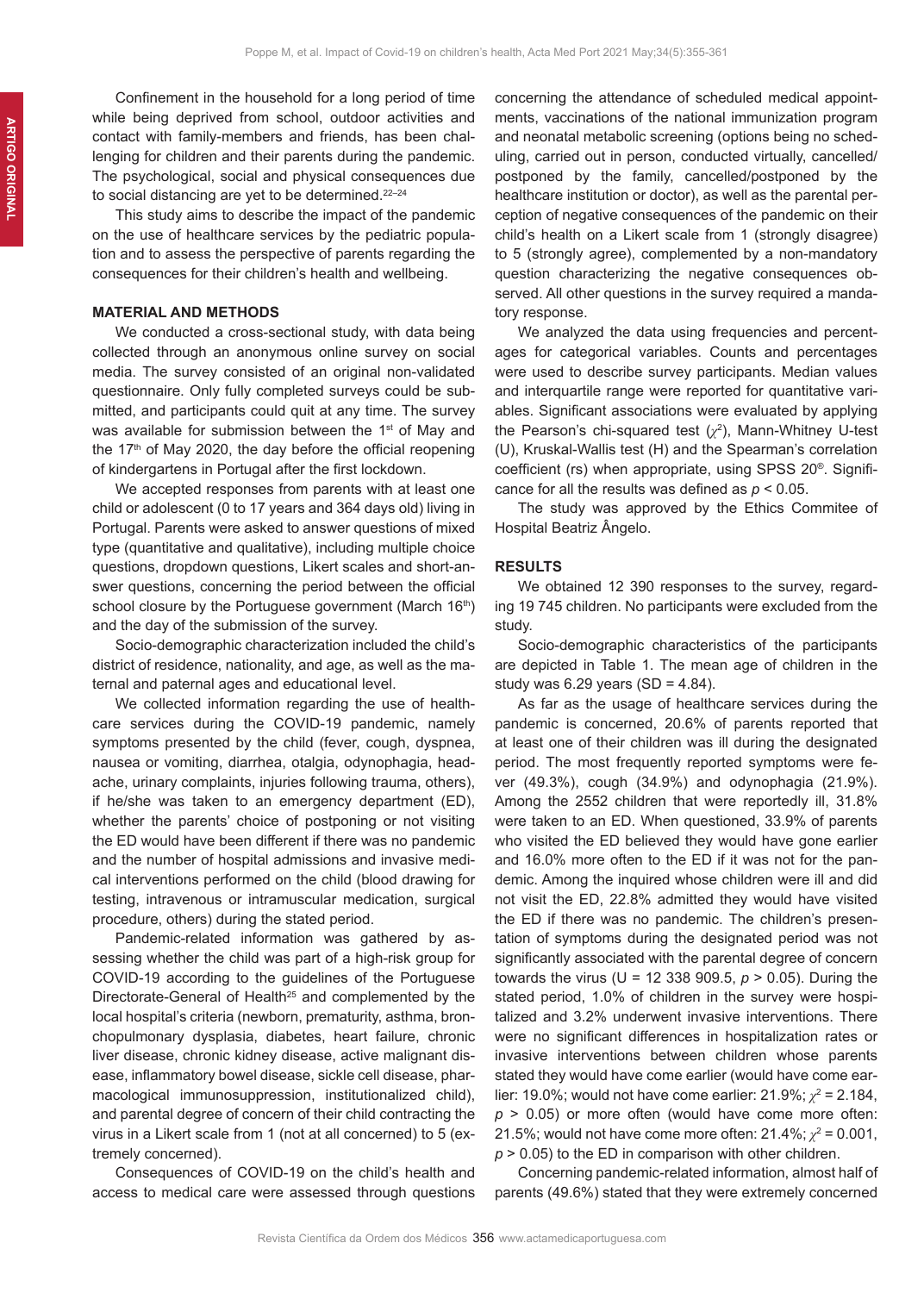Confinement in the household for a long period of time while being deprived from school, outdoor activities and contact with family-members and friends, has been challenging for children and their parents during the pandemic. The psychological, social and physical consequences due to social distancing are yet to be determined.[22–24]

This study aims to describe the impact of the pandemic on the use of healthcare services by the pediatric population and to assess the perspective of parents regarding the consequences for their children's health and wellbeing.

## MATERIAL AND METHODS

We conducted a cross-sectional study, with data being collected through an anonymous online survey on social media. The survey consisted of an original non-validated questionnaire. Only fully completed surveys could be submitted, and participants could quit at any time. The survey was available for submission between the 1st of May and the 17th of May 2020, the day before the official reopening of kindergartens in Portugal after the first lockdown.

We accepted responses from parents with at least one child or adolescent (0 to 17 years and 364 days old) living in Portugal. Parents were asked to answer questions of mixed type (quantitative and qualitative), including multiple choice questions, dropdown questions, Likert scales and short-answer questions, concerning the period between the official school closure by the Portuguese government (March 16th) and the day of the submission of the survey.

Socio-demographic characterization included the child's district of residence, nationality, and age, as well as the maternal and paternal ages and educational level.

We collected information regarding the use of healthcare services during the COVID-19 pandemic, namely symptoms presented by the child (fever, cough, dyspnea, nausea or vomiting, diarrhea, otalgia, odynophagia, headache, urinary complaints, injuries following trauma, others), if he/she was taken to an emergency department (ED), whether the parents' choice of postponing or not visiting the ED would have been different if there was no pandemic and the number of hospital admissions and invasive medical interventions performed on the child (blood drawing for testing, intravenous or intramuscular medication, surgical procedure, others) during the stated period.

Pandemic-related information was gathered by assessing whether the child was part of a high-risk group for COVID-19 according to the guidelines of the Portuguese Directorate-General of Health[25] and complemented by the local hospital's criteria (newborn, prematurity, asthma, bronchopulmonary dysplasia, diabetes, heart failure, chronic liver disease, chronic kidney disease, active malignant disease, inflammatory bowel disease, sickle cell disease, pharmacological immunosuppression, institutionalized child), and parental degree of concern of their child contracting the virus in a Likert scale from 1 (not at all concerned) to 5 (extremely concerned).

Consequences of COVID-19 on the child's health and access to medical care were assessed through questions concerning the attendance of scheduled medical appointments, vaccinations of the national immunization program and neonatal metabolic screening (options being no scheduling, carried out in person, conducted virtually, cancelled/postponed by the family, cancelled/postponed by the healthcare institution or doctor), as well as the parental perception of negative consequences of the pandemic on their child's health on a Likert scale from 1 (strongly disagree) to 5 (strongly agree), complemented by a non-mandatory question characterizing the negative consequences observed. All other questions in the survey required a mandatory response.

We analyzed the data using frequencies and percentages for categorical variables. Counts and percentages were used to describe survey participants. Median values and interquartile range were reported for quantitative variables. Significant associations were evaluated by applying the Pearson's chi-squared test ($\chi^2$), Mann-Whitney U-test (U), Kruskal-Wallis test (H) and the Spearman's correlation coefficient (rs) when appropriate, using SPSS 20®. Significance for all the results was defined as $p < 0.05$.

The study was approved by the Ethics Commitee of Hospital Beatriz Ângelo.

## RESULTS

We obtained 12 390 responses to the survey, regarding 19 745 children. No participants were excluded from the study.

Socio-demographic characteristics of the participants are depicted in Table 1. The mean age of children in the study was 6.29 years (SD = 4.84).

As far as the usage of healthcare services during the pandemic is concerned, 20.6% of parents reported that at least one of their children was ill during the designated period. The most frequently reported symptoms were fever (49.3%), cough (34.9%) and odynophagia (21.9%). Among the 2552 children that were reportedly ill, 31.8% were taken to an ED. When questioned, 33.9% of parents who visited the ED believed they would have gone earlier and 16.0% more often to the ED if it was not for the pandemic. Among the inquired whose children were ill and did not visit the ED, 22.8% admitted they would have visited the ED if there was no pandemic. The children's presentation of symptoms during the designated period was not significantly associated with the parental degree of concern towards the virus (U = 12 338 909.5, $p > 0.05$). During the stated period, 1.0% of children in the survey were hospitalized and 3.2% underwent invasive interventions. There were no significant differences in hospitalization rates or invasive interventions between children whose parents stated they would have come earlier (would have come earlier: 19.0%; would not have come earlier: 21.9%; $\chi^2$ = 2.184, $p > 0.05$) or more often (would have come more often: 21.5%; would not have come more often: 21.4%; $\chi^2$ = 0.001, $p > 0.05$) to the ED in comparison with other children.

Concerning pandemic-related information, almost half of parents (49.6%) stated that they were extremely concerned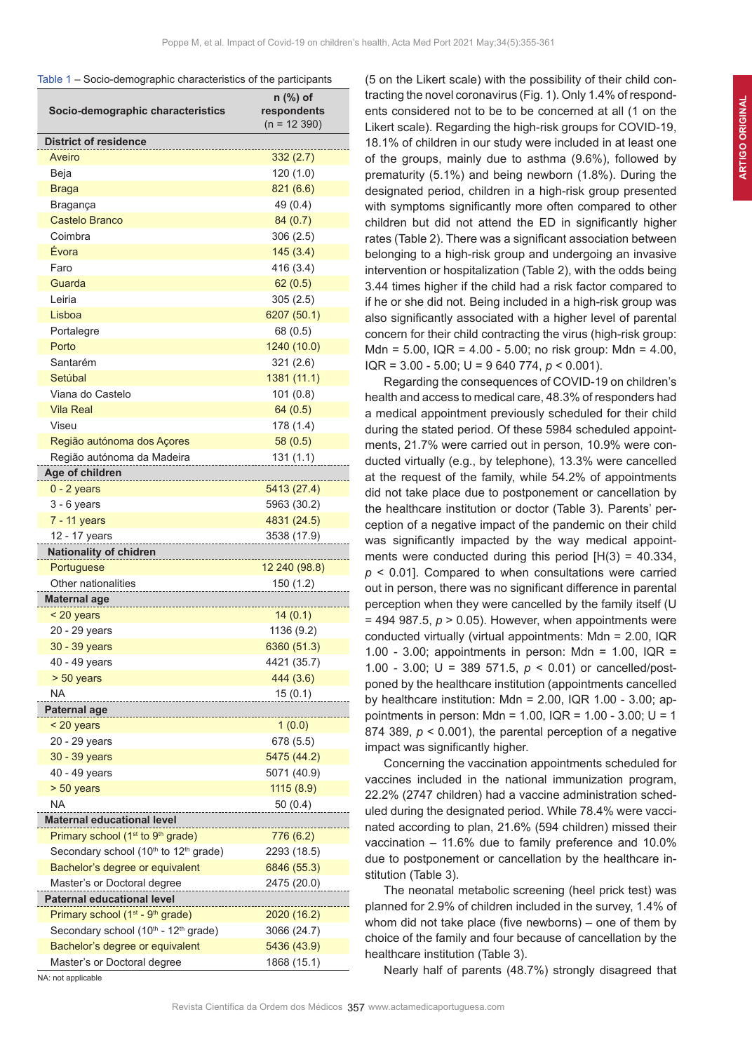Table 1 – Socio-demographic characteristics of the participants

| Socio-demographic characteristics | n (%) of respondents (n = 12 390) |
|---|---|
| **District of residence** | |
| Aveiro | 332 (2.7) |
| Beja | 120 (1.0) |
| Braga | 821 (6.6) |
| Bragança | 49 (0.4) |
| Castelo Branco | 84 (0.7) |
| Coimbra | 306 (2.5) |
| Évora | 145 (3.4) |
| Faro | 416 (3.4) |
| Guarda | 62 (0.5) |
| Leiria | 305 (2.5) |
| Lisboa | 6207 (50.1) |
| Portalegre | 68 (0.5) |
| Porto | 1240 (10.0) |
| Santarém | 321 (2.6) |
| Setúbal | 1381 (11.1) |
| Viana do Castelo | 101 (0.8) |
| Vila Real | 64 (0.5) |
| Viseu | 178 (1.4) |
| Região autónoma dos Açores | 58 (0.5) |
| Região autónoma da Madeira | 131 (1.1) |
| **Age of children** | |
| 0 - 2 years | 5413 (27.4) |
| 3 - 6 years | 5963 (30.2) |
| 7 - 11 years | 4831 (24.5) |
| 12 - 17 years | 3538 (17.9) |
| **Nationality of chidren** | |
| Portuguese | 12 240 (98.8) |
| Other nationalities | 150 (1.2) |
| **Maternal age** | |
| < 20 years | 14 (0.1) |
| 20 - 29 years | 1136 (9.2) |
| 30 - 39 years | 6360 (51.3) |
| 40 - 49 years | 4421 (35.7) |
| > 50 years | 444 (3.6) |
| NA | 15 (0.1) |
| **Paternal age** | |
| < 20 years | 1 (0.0) |
| 20 - 29 years | 678 (5.5) |
| 30 - 39 years | 5475 (44.2) |
| 40 - 49 years | 5071 (40.9) |
| > 50 years | 1115 (8.9) |
| NA | 50 (0.4) |
| **Maternal educational level** | |
| Primary school (1st to 9th grade) | 776 (6.2) |
| Secondary school (10th to 12th grade) | 2293 (18.5) |
| Bachelor's degree or equivalent | 6846 (55.3) |
| Master's or Doctoral degree | 2475 (20.0) |
| **Paternal educational level** | |
| Primary school (1st - 9th grade) | 2020 (16.2) |
| Secondary school (10th - 12th grade) | 3066 (24.7) |
| Bachelor's degree or equivalent | 5436 (43.9) |
| Master's or Doctoral degree | 1868 (15.1) |

NA: not applicable

(5 on the Likert scale) with the possibility of their child contracting the novel coronavirus (Fig. 1). Only 1.4% of respondents considered not to be to be concerned at all (1 on the Likert scale). Regarding the high-risk groups for COVID-19, 18.1% of children in our study were included in at least one of the groups, mainly due to asthma (9.6%), followed by prematurity (5.1%) and being newborn (1.8%). During the designated period, children in a high-risk group presented with symptoms significantly more often compared to other children but did not attend the ED in significantly higher rates (Table 2). There was a significant association between belonging to a high-risk group and undergoing an invasive intervention or hospitalization (Table 2), with the odds being 3.44 times higher if the child had a risk factor compared to if he or she did not. Being included in a high-risk group was also significantly associated with a higher level of parental concern for their child contracting the virus (high-risk group: Mdn = 5.00, IQR = 4.00 - 5.00; no risk group: Mdn = 4.00, IQR = 3.00 - 5.00; U = 9 640 774, $p < 0.001$).

Regarding the consequences of COVID-19 on children's health and access to medical care, 48.3% of responders had a medical appointment previously scheduled for their child during the stated period. Of these 5984 scheduled appointments, 21.7% were carried out in person, 10.9% were conducted virtually (e.g., by telephone), 13.3% were cancelled at the request of the family, while 54.2% of appointments did not take place due to postponement or cancellation by the healthcare institution or doctor (Table 3). Parents' perception of a negative impact of the pandemic on their child was significantly impacted by the way medical appointments were conducted during this period [$H(3) = 40.334$, $p < 0.01$]. Compared to when consultations were carried out in person, there was no significant difference in parental perception when they were cancelled by the family itself (U = 494 987.5, $p > 0.05$). However, when appointments were conducted virtually (virtual appointments: Mdn = 2.00, IQR 1.00 - 3.00; appointments in person: Mdn = 1.00, IQR = 1.00 - 3.00; U = 389 571.5, $p < 0.01$) or cancelled/postponed by the healthcare institution (appointments cancelled by healthcare institution: Mdn = 2.00, IQR 1.00 - 3.00; appointments in person: Mdn = 1.00, IQR = 1.00 - 3.00; U = 1 874 389, $p < 0.001$), the parental perception of a negative impact was significantly higher.

Concerning the vaccination appointments scheduled for vaccines included in the national immunization program, 22.2% (2747 children) had a vaccine administration scheduled during the designated period. While 78.4% were vaccinated according to plan, 21.6% (594 children) missed their vaccination – 11.6% due to family preference and 10.0% due to postponement or cancellation by the healthcare institution (Table 3).

The neonatal metabolic screening (heel prick test) was planned for 2.9% of children included in the survey, 1.4% of whom did not take place (five newborns) – one of them by choice of the family and four because of cancellation by the healthcare institution (Table 3).

Nearly half of parents (48.7%) strongly disagreed that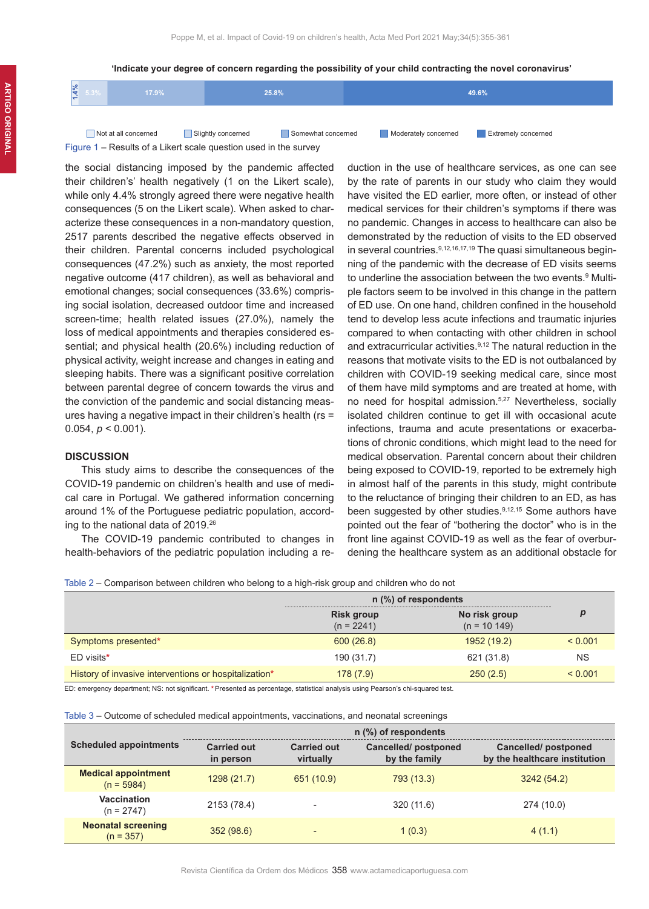'Indicate your degree of concern regarding the possibility of your child contracting the novel coronavirus'

| Not at all concerned | Slightly concerned | Somewhat concerned | Moderately concerned | Extremely concerned |
|---|---|---|---|---|
| 1.4% | 5.3% | 17.9% | 25.8% | 49.6% |

Figure 1 – Results of a Likert scale question used in the survey

the social distancing imposed by the pandemic affected their children's' health negatively (1 on the Likert scale), while only 4.4% strongly agreed there were negative health consequences (5 on the Likert scale). When asked to characterize these consequences in a non-mandatory question, 2517 parents described the negative effects observed in their children. Parental concerns included psychological consequences (47.2%) such as anxiety, the most reported negative outcome (417 children), as well as behavioral and emotional changes; social consequences (33.6%) comprising social isolation, decreased outdoor time and increased screen-time; health related issues (27.0%), namely the loss of medical appointments and therapies considered essential; and physical health (20.6%) including reduction of physical activity, weight increase and changes in eating and sleeping habits. There was a significant positive correlation between parental degree of concern towards the virus and the conviction of the pandemic and social distancing measures having a negative impact in their children's health (rs = 0.054, $p < 0.001$).

## DISCUSSION

This study aims to describe the consequences of the COVID-19 pandemic on children's health and use of medical care in Portugal. We gathered information concerning around 1% of the Portuguese pediatric population, according to the national data of 2019.[26]

The COVID-19 pandemic contributed to changes in health-behaviors of the pediatric population including a reduction in the use of healthcare services, as one can see by the rate of parents in our study who claim they would have visited the ED earlier, more often, or instead of other medical services for their children's symptoms if there was no pandemic. Changes in access to healthcare can also be demonstrated by the reduction of visits to the ED observed in several countries.[9,12,16,17,19] The quasi simultaneous beginning of the pandemic with the decrease of ED visits seems to underline the association between the two events.[9] Multiple factors seem to be involved in this change in the pattern of ED use. On one hand, children confined in the household tend to develop less acute infections and traumatic injuries compared to when contacting with other children in school and extracurricular activities.[9,12] The natural reduction in the reasons that motivate visits to the ED is not outbalanced by children with COVID-19 seeking medical care, since most of them have mild symptoms and are treated at home, with no need for hospital admission.[5,27] Nevertheless, socially isolated children continue to get ill with occasional acute infections, trauma and acute presentations or exacerbations of chronic conditions, which might lead to the need for medical observation. Parental concern about their children being exposed to COVID-19, reported to be extremely high in almost half of the parents in this study, might contribute to the reluctance of bringing their children to an ED, as has been suggested by other studies.[9,12,15] Some authors have pointed out the fear of "bothering the doctor" who is in the front line against COVID-19 as well as the fear of overburdening the healthcare system as an additional obstacle for

Table 2 – Comparison between children who belong to a high-risk group and children who do not

| | n (%) of respondents | | $p$ |
|---|---|---|---|
| | Risk group (n = 2241) | No risk group (n = 10 149) | |
| Symptoms presented* | 600 (26.8) | 1952 (19.2) | < 0.001 |
| ED visits* | 190 (31.7) | 621 (31.8) | NS |
| History of invasive interventions or hospitalization* | 178 (7.9) | 250 (2.5) | < 0.001 |

ED: emergency department; NS: not significant. * Presented as percentage, statistical analysis using Pearson's chi-squared test.

Table 3 – Outcome of scheduled medical appointments, vaccinations, and neonatal screenings

| Scheduled appointments | n (%) of respondents | | | |
|---|---|---|---|---|
| | Carried out in person | Carried out virtually | Cancelled/ postponed by the family | Cancelled/ postponed by the healthcare institution |
| **Medical appointment** (n = 5984) | 1298 (21.7) | 651 (10.9) | 793 (13.3) | 3242 (54.2) |
| **Vaccination** (n = 2747) | 2153 (78.4) | - | 320 (11.6) | 274 (10.0) |
| **Neonatal screening** (n = 357) | 352 (98.6) | - | 1 (0.3) | 4 (1.1) |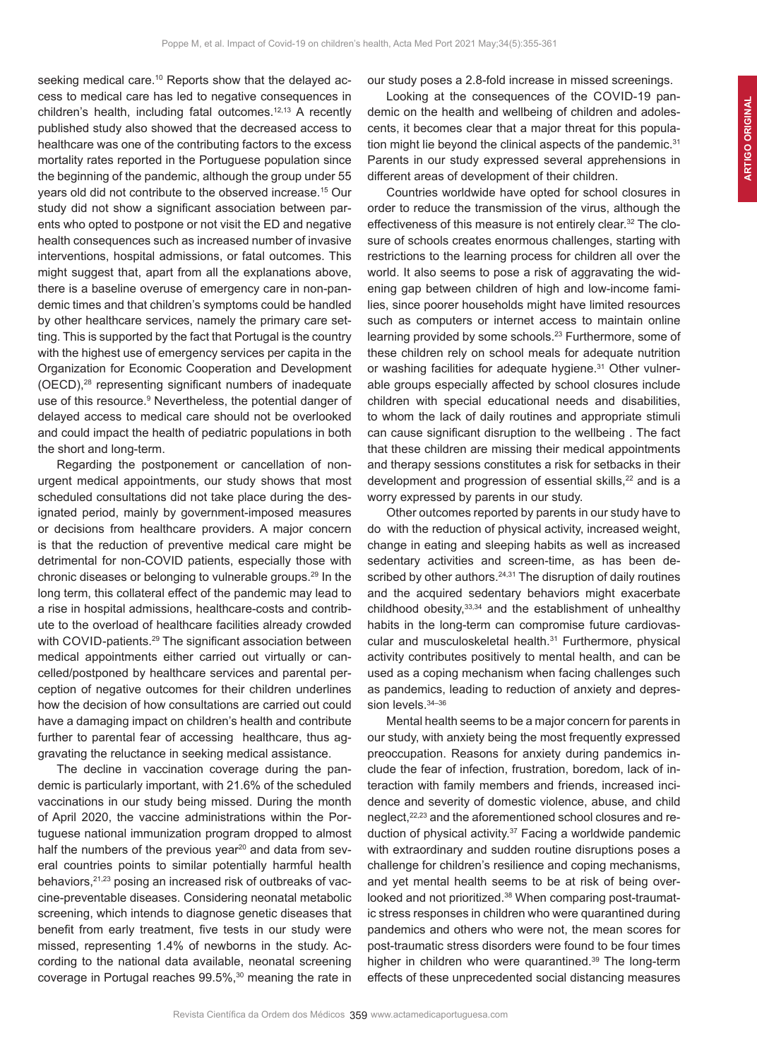seeking medical care.[10] Reports show that the delayed access to medical care has led to negative consequences in children's health, including fatal outcomes.[12,13] A recently published study also showed that the decreased access to healthcare was one of the contributing factors to the excess mortality rates reported in the Portuguese population since the beginning of the pandemic, although the group under 55 years old did not contribute to the observed increase.[15] Our study did not show a significant association between parents who opted to postpone or not visit the ED and negative health consequences such as increased number of invasive interventions, hospital admissions, or fatal outcomes. This might suggest that, apart from all the explanations above, there is a baseline overuse of emergency care in non-pandemic times and that children's symptoms could be handled by other healthcare services, namely the primary care setting. This is supported by the fact that Portugal is the country with the highest use of emergency services per capita in the Organization for Economic Cooperation and Development (OECD),[28] representing significant numbers of inadequate use of this resource.[9] Nevertheless, the potential danger of delayed access to medical care should not be overlooked and could impact the health of pediatric populations in both the short and long-term.

Regarding the postponement or cancellation of non-urgent medical appointments, our study shows that most scheduled consultations did not take place during the designated period, mainly by government-imposed measures or decisions from healthcare providers. A major concern is that the reduction of preventive medical care might be detrimental for non-COVID patients, especially those with chronic diseases or belonging to vulnerable groups.[29] In the long term, this collateral effect of the pandemic may lead to a rise in hospital admissions, healthcare-costs and contribute to the overload of healthcare facilities already crowded with COVID-patients.[29] The significant association between medical appointments either carried out virtually or cancelled/postponed by healthcare services and parental perception of negative outcomes for their children underlines how the decision of how consultations are carried out could have a damaging impact on children's health and contribute further to parental fear of accessing healthcare, thus aggravating the reluctance in seeking medical assistance.

The decline in vaccination coverage during the pandemic is particularly important, with 21.6% of the scheduled vaccinations in our study being missed. During the month of April 2020, the vaccine administrations within the Portuguese national immunization program dropped to almost half the numbers of the previous year[20] and data from several countries points to similar potentially harmful health behaviors,[21,23] posing an increased risk of outbreaks of vaccine-preventable diseases. Considering neonatal metabolic screening, which intends to diagnose genetic diseases that benefit from early treatment, five tests in our study were missed, representing 1.4% of newborns in the study. According to the national data available, neonatal screening coverage in Portugal reaches 99.5%,[30] meaning the rate in our study poses a 2.8-fold increase in missed screenings.

Looking at the consequences of the COVID-19 pandemic on the health and wellbeing of children and adolescents, it becomes clear that a major threat for this population might lie beyond the clinical aspects of the pandemic.[31] Parents in our study expressed several apprehensions in different areas of development of their children.

Countries worldwide have opted for school closures in order to reduce the transmission of the virus, although the effectiveness of this measure is not entirely clear.[32] The closure of schools creates enormous challenges, starting with restrictions to the learning process for children all over the world. It also seems to pose a risk of aggravating the widening gap between children of high and low-income families, since poorer households might have limited resources such as computers or internet access to maintain online learning provided by some schools.[23] Furthermore, some of these children rely on school meals for adequate nutrition or washing facilities for adequate hygiene.[31] Other vulnerable groups especially affected by school closures include children with special educational needs and disabilities, to whom the lack of daily routines and appropriate stimuli can cause significant disruption to the wellbeing . The fact that these children are missing their medical appointments and therapy sessions constitutes a risk for setbacks in their development and progression of essential skills,[22] and is a worry expressed by parents in our study.

Other outcomes reported by parents in our study have to do with the reduction of physical activity, increased weight, change in eating and sleeping habits as well as increased sedentary activities and screen-time, as has been described by other authors.[24,31] The disruption of daily routines and the acquired sedentary behaviors might exacerbate childhood obesity,[33,34] and the establishment of unhealthy habits in the long-term can compromise future cardiovascular and musculoskeletal health.[31] Furthermore, physical activity contributes positively to mental health, and can be used as a coping mechanism when facing challenges such as pandemics, leading to reduction of anxiety and depression levels.[34–36]

Mental health seems to be a major concern for parents in our study, with anxiety being the most frequently expressed preoccupation. Reasons for anxiety during pandemics include the fear of infection, frustration, boredom, lack of interaction with family members and friends, increased incidence and severity of domestic violence, abuse, and child neglect,[22,23] and the aforementioned school closures and reduction of physical activity.[37] Facing a worldwide pandemic with extraordinary and sudden routine disruptions poses a challenge for children's resilience and coping mechanisms, and yet mental health seems to be at risk of being overlooked and not prioritized.[38] When comparing post-traumatic stress responses in children who were quarantined during pandemics and others who were not, the mean scores for post-traumatic stress disorders were found to be four times higher in children who were quarantined.[39] The long-term effects of these unprecedented social distancing measures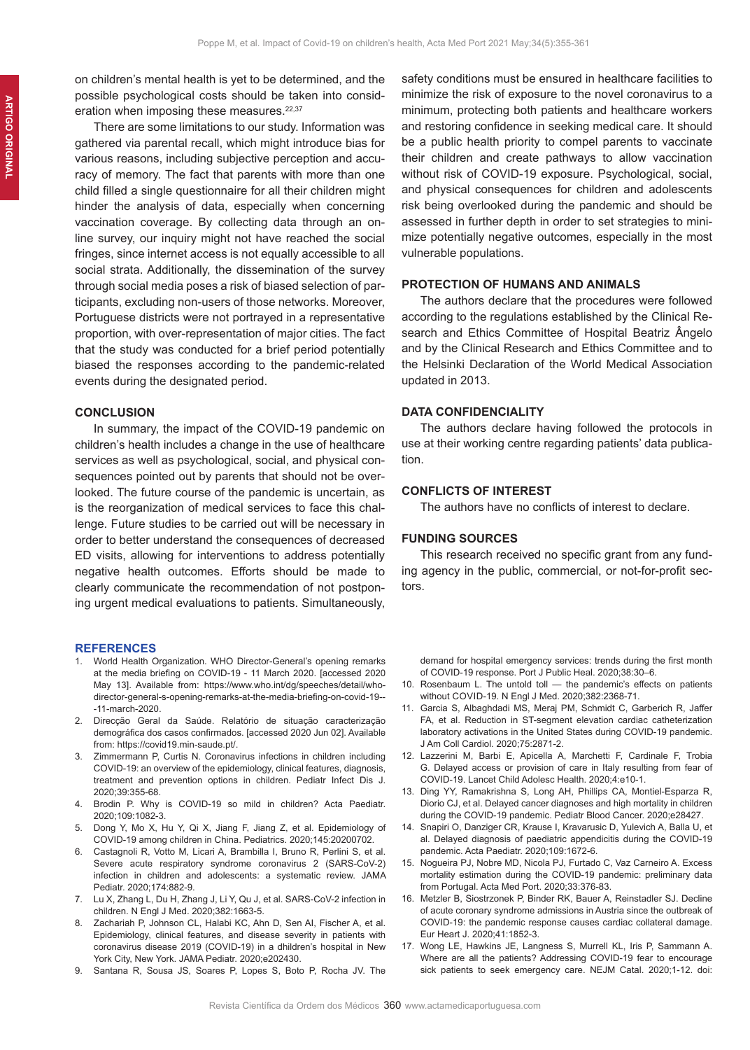on children's mental health is yet to be determined, and the possible psychological costs should be taken into consideration when imposing these measures.[22,37]

There are some limitations to our study. Information was gathered via parental recall, which might introduce bias for various reasons, including subjective perception and accuracy of memory. The fact that parents with more than one child filled a single questionnaire for all their children might hinder the analysis of data, especially when concerning vaccination coverage. By collecting data through an online survey, our inquiry might not have reached the social fringes, since internet access is not equally accessible to all social strata. Additionally, the dissemination of the survey through social media poses a risk of biased selection of participants, excluding non-users of those networks. Moreover, Portuguese districts were not portrayed in a representative proportion, with over-representation of major cities. The fact that the study was conducted for a brief period potentially biased the responses according to the pandemic-related events during the designated period.

## CONCLUSION

In summary, the impact of the COVID-19 pandemic on children's health includes a change in the use of healthcare services as well as psychological, social, and physical consequences pointed out by parents that should not be overlooked. The future course of the pandemic is uncertain, as is the reorganization of medical services to face this challenge. Future studies to be carried out will be necessary in order to better understand the consequences of decreased ED visits, allowing for interventions to address potentially negative health outcomes. Efforts should be made to clearly communicate the recommendation of not postponing urgent medical evaluations to patients. Simultaneously, safety conditions must be ensured in healthcare facilities to minimize the risk of exposure to the novel coronavirus to a minimum, protecting both patients and healthcare workers and restoring confidence in seeking medical care. It should be a public health priority to compel parents to vaccinate their children and create pathways to allow vaccination without risk of COVID-19 exposure. Psychological, social, and physical consequences for children and adolescents risk being overlooked during the pandemic and should be assessed in further depth in order to set strategies to minimize potentially negative outcomes, especially in the most vulnerable populations.

## PROTECTION OF HUMANS AND ANIMALS

The authors declare that the procedures were followed according to the regulations established by the Clinical Research and Ethics Committee of Hospital Beatriz Ângelo and by the Clinical Research and Ethics Committee and to the Helsinki Declaration of the World Medical Association updated in 2013.

## DATA CONFIDENCIALITY

The authors declare having followed the protocols in use at their working centre regarding patients' data publication.

## CONFLICTS OF INTEREST

The authors have no conflicts of interest to declare.

## FUNDING SOURCES

This research received no specific grant from any funding agency in the public, commercial, or not-for-profit sectors.

## REFERENCES

1. World Health Organization. WHO Director-General's opening remarks at the media briefing on COVID-19 - 11 March 2020. [accessed 2020 May 13]. Available from: https://www.who.int/dg/speeches/detail/who-director-general-s-opening-remarks-at-the-media-briefing-on-covid-19---11-march-2020.
2. Direcção Geral da Saúde. Relatório de situação caracterização demográfica dos casos confirmados. [accessed 2020 Jun 02]. Available from: https://covid19.min-saude.pt/.
3. Zimmermann P, Curtis N. Coronavirus infections in children including COVID-19: an overview of the epidemiology, clinical features, diagnosis, treatment and prevention options in children. Pediatr Infect Dis J. 2020;39:355-68.
4. Brodin P. Why is COVID-19 so mild in children? Acta Paediatr. 2020;109:1082-3.
5. Dong Y, Mo X, Hu Y, Qi X, Jiang F, Jiang Z, et al. Epidemiology of COVID-19 among children in China. Pediatrics. 2020;145:20200702.
6. Castagnoli R, Votto M, Licari A, Brambilla I, Bruno R, Perlini S, et al. Severe acute respiratory syndrome coronavirus 2 (SARS-CoV-2) infection in children and adolescents: a systematic review. JAMA Pediatr. 2020;174:882-9.
7. Lu X, Zhang L, Du H, Zhang J, Li Y, Qu J, et al. SARS-CoV-2 infection in children. N Engl J Med. 2020;382:1663-5.
8. Zachariah P, Johnson CL, Halabi KC, Ahn D, Sen AI, Fischer A, et al. Epidemiology, clinical features, and disease severity in patients with coronavirus disease 2019 (COVID-19) in a dhildren's hospital in New York City, New York. JAMA Pediatr. 2020;e202430.
9. Santana R, Sousa JS, Soares P, Lopes S, Boto P, Rocha JV. The demand for hospital emergency services: trends during the first month of COVID-19 response. Port J Public Heal. 2020;38:30–6.
10. Rosenbaum L. The untold toll — the pandemic's effects on patients without COVID-19. N Engl J Med. 2020;382:2368-71.
11. Garcia S, Albaghdadi MS, Meraj PM, Schmidt C, Garberich R, Jaffer FA, et al. Reduction in ST-segment elevation cardiac catheterization laboratory activations in the United States during COVID-19 pandemic. J Am Coll Cardiol. 2020;75:2871-2.
12. Lazzerini M, Barbi E, Apicella A, Marchetti F, Cardinale F, Trobia G. Delayed access or provision of care in Italy resulting from fear of COVID-19. Lancet Child Adolesc Health. 2020;4:e10-1.
13. Ding YY, Ramakrishna S, Long AH, Phillips CA, Montiel-Esparza R, Diorio CJ, et al. Delayed cancer diagnoses and high mortality in children during the COVID-19 pandemic. Pediatr Blood Cancer. 2020;e28427.
14. Snapiri O, Danziger CR, Krause I, Kravarusic D, Yulevich A, Balla U, et al. Delayed diagnosis of paediatric appendicitis during the COVID-19 pandemic. Acta Paediatr. 2020;109:1672-6.
15. Nogueira PJ, Nobre MD, Nicola PJ, Furtado C, Vaz Carneiro A. Excess mortality estimation during the COVID-19 pandemic: preliminary data from Portugal. Acta Med Port. 2020;33:376-83.
16. Metzler B, Siostrzonek P, Binder RK, Bauer A, Reinstadler SJ. Decline of acute coronary syndrome admissions in Austria since the outbreak of COVID-19: the pandemic response causes cardiac collateral damage. Eur Heart J. 2020;41:1852-3.
17. Wong LE, Hawkins JE, Langness S, Murrell KL, Iris P, Sammann A. Where are all the patients? Addressing COVID-19 fear to encourage sick patients to seek emergency care. NEJM Catal. 2020;1-12. doi: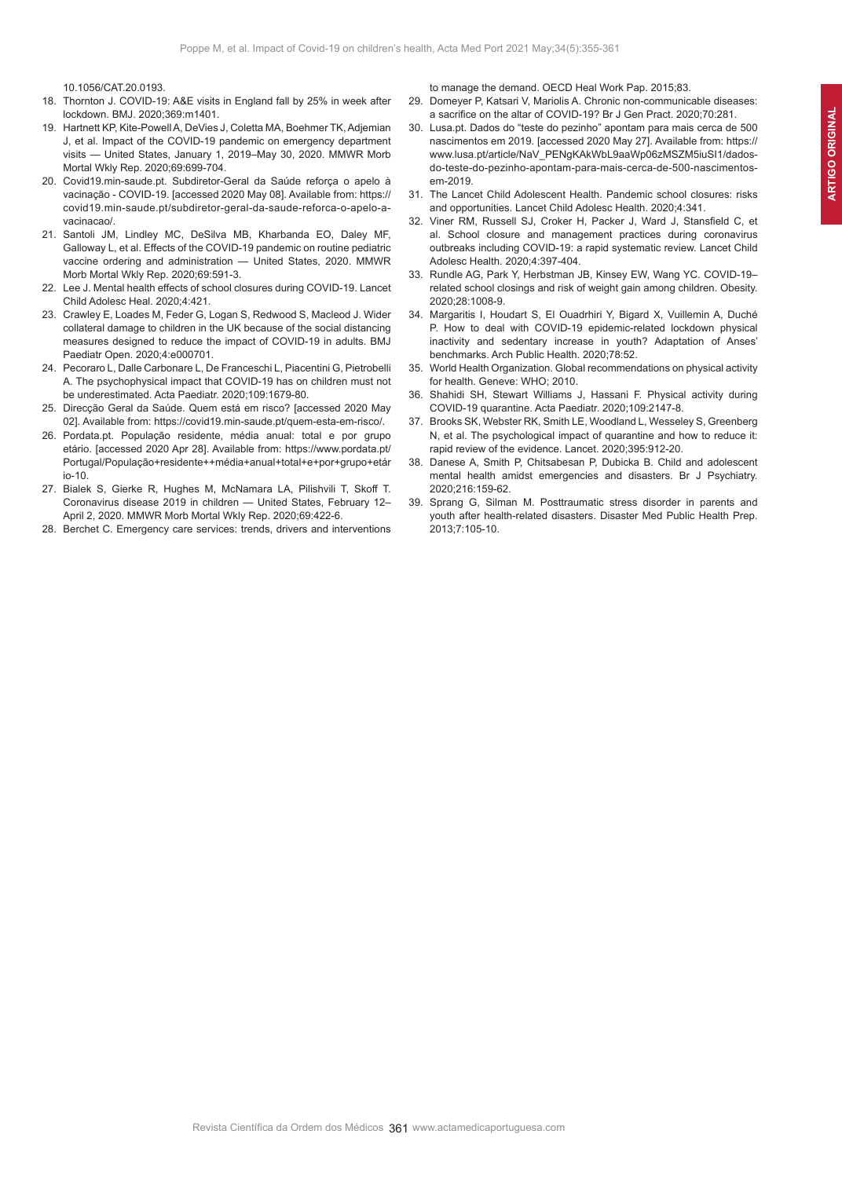10.1056/CAT.20.0193.

18. Thornton J. COVID-19: A&E visits in England fall by 25% in week after lockdown. BMJ. 2020;369:m1401.
19. Hartnett KP, Kite-Powell A, DeVies J, Coletta MA, Boehmer TK, Adjemian J, et al. Impact of the COVID-19 pandemic on emergency department visits — United States, January 1, 2019–May 30, 2020. MMWR Morb Mortal Wkly Rep. 2020;69:699-704.
20. Covid19.min-saude.pt. Subdiretor-Geral da Saúde reforça o apelo à vacinação - COVID-19. [accessed 2020 May 08]. Available from: https://covid19.min-saude.pt/subdiretor-geral-da-saude-reforca-o-apelo-a-vacinacao/.
21. Santoli JM, Lindley MC, DeSilva MB, Kharbanda EO, Daley MF, Galloway L, et al. Effects of the COVID-19 pandemic on routine pediatric vaccine ordering and administration — United States, 2020. MMWR Morb Mortal Wkly Rep. 2020;69:591-3.
22. Lee J. Mental health effects of school closures during COVID-19. Lancet Child Adolesc Heal. 2020;4:421.
23. Crawley E, Loades M, Feder G, Logan S, Redwood S, Macleod J. Wider collateral damage to children in the UK because of the social distancing measures designed to reduce the impact of COVID-19 in adults. BMJ Paediatr Open. 2020;4:e000701.
24. Pecoraro L, Dalle Carbonare L, De Franceschi L, Piacentini G, Pietrobelli A. The psychophysical impact that COVID-19 has on children must not be underestimated. Acta Paediatr. 2020;109:1679-80.
25. Direcção Geral da Saúde. Quem está em risco? [accessed 2020 May 02]. Available from: https://covid19.min-saude.pt/quem-esta-em-risco/.
26. Pordata.pt. População residente, média anual: total e por grupo etário. [accessed 2020 Apr 28]. Available from: https://www.pordata.pt/Portugal/População+residente++média+anual+total+e+por+grupo+etário-10.
27. Bialek S, Gierke R, Hughes M, McNamara LA, Pilishvili T, Skoff T. Coronavirus disease 2019 in children — United States, February 12–April 2, 2020. MMWR Morb Mortal Wkly Rep. 2020;69:422-6.
28. Berchet C. Emergency care services: trends, drivers and interventions to manage the demand. OECD Heal Work Pap. 2015;83.
29. Domeyer P, Katsari V, Mariolis A. Chronic non-communicable diseases: a sacrifice on the altar of COVID-19? Br J Gen Pract. 2020;70:281.
30. Lusa.pt. Dados do "teste do pezinho" apontam para mais cerca de 500 nascimentos em 2019. [accessed 2020 May 27]. Available from: https://www.lusa.pt/article/NaV_PENgKAkWbL9aaWp06zMSZM5iuSI1/dados-do-teste-do-pezinho-apontam-para-mais-cerca-de-500-nascimentos-em-2019.
31. The Lancet Child Adolescent Health. Pandemic school closures: risks and opportunities. Lancet Child Adolesc Health. 2020;4:341.
32. Viner RM, Russell SJ, Croker H, Packer J, Ward J, Stansfield C, et al. School closure and management practices during coronavirus outbreaks including COVID-19: a rapid systematic review. Lancet Child Adolesc Health. 2020;4:397-404.
33. Rundle AG, Park Y, Herbstman JB, Kinsey EW, Wang YC. COVID-19–related school closings and risk of weight gain among children. Obesity. 2020;28:1008-9.
34. Margaritis I, Houdart S, El Ouadrhiri Y, Bigard X, Vuillemin A, Duché P. How to deal with COVID-19 epidemic-related lockdown physical inactivity and sedentary increase in youth? Adaptation of Anses' benchmarks. Arch Public Health. 2020;78:52.
35. World Health Organization. Global recommendations on physical activity for health. Geneve: WHO; 2010.
36. Shahidi SH, Stewart Williams J, Hassani F. Physical activity during COVID-19 quarantine. Acta Paediatr. 2020;109:2147-8.
37. Brooks SK, Webster RK, Smith LE, Woodland L, Wesseley S, Greenberg N, et al. The psychological impact of quarantine and how to reduce it: rapid review of the evidence. Lancet. 2020;395:912-20.
38. Danese A, Smith P, Chitsabesan P, Dubicka B. Child and adolescent mental health amidst emergencies and disasters. Br J Psychiatry. 2020;216:159-62.
39. Sprang G, Silman M. Posttraumatic stress disorder in parents and youth after health-related disasters. Disaster Med Public Health Prep. 2013;7:105-10.